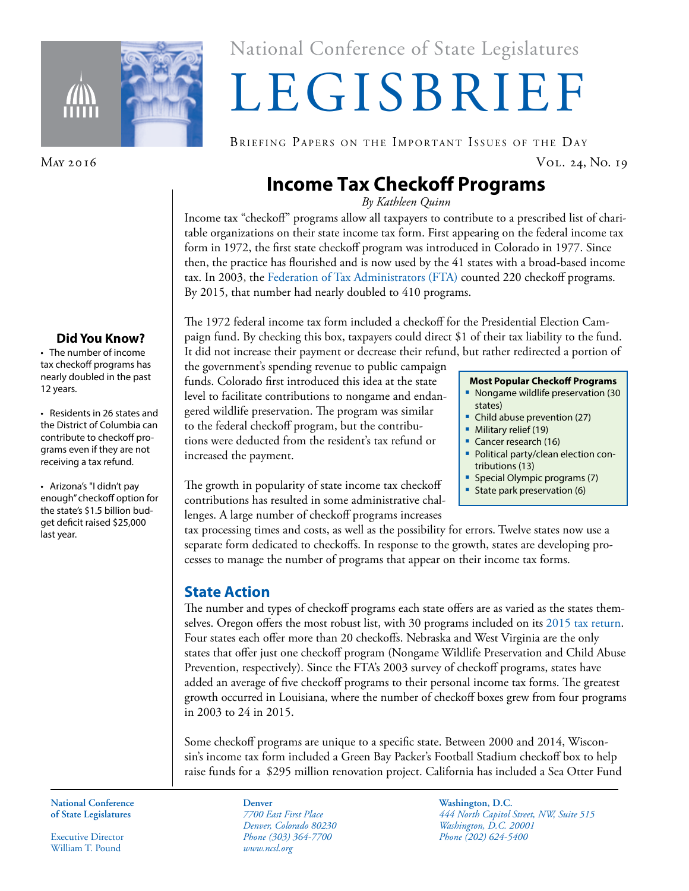National Conference of State Legislatures

# LEGISBRIEF

Briefing Papers on the Important Issues of the Day

May 2016 Vol. 24, No. 19

## Income Tax Checkoff Programs

*By Kathleen Quinn*

Income tax "checkoff" programs allow all taxpayers to contribute to a prescribed list of charitable organizations on their state income tax form. First appearing on the federal income tax form in 1972, the first state checkoff program was introduced in Colorado in 1977. Since then, the practice has flourished and is now used by the 41 states with a broad-based income tax. In 2003, the Federation of Tax Administrators (FTA) counted 220 checkoff programs. By 2015, that number had nearly doubled to 410 programs.

The 1972 federal income tax form included a checkoff for the Presidential Election Campaign fund. By checking this box, taxpayers could direct $1 of their tax liability to the fund. It did not increase their payment or decrease their refund, but rather redirected a portion of the government's spending revenue to public campaign funds. Colorado first introduced this idea at the state level to facilitate contributions to nongame and endangered wildlife preservation. The program was similar to the federal checkoff program, but the contributions were deducted from the resident's tax refund or increased the payment.

**Most Popular Checkoff Programs**

- Nongame wildlife preservation (30 states)
- Child abuse prevention (27)
- Military relief (19)
- Cancer research (16)
- Political party/clean election contributions (13)
- Special Olympic programs (7)
- State park preservation (6)

The growth in popularity of state income tax checkoff contributions has resulted in some administrative challenges. A large number of checkoff programs increases tax processing times and costs, as well as the possibility for errors. Twelve states now use a separate form dedicated to checkoffs. In response to the growth, states are developing processes to manage the number of programs that appear on their income tax forms.

### Did You Know?

- The number of income tax checkoff programs has nearly doubled in the past 12 years.
- Residents in 26 states and the District of Columbia can contribute to checkoff programs even if they are not receiving a tax refund.
- Arizona's "I didn't pay enough" checkoff option for the state's $1.5 billion budget deficit raised $25,000 last year.

## State Action

The number and types of checkoff programs each state offers are as varied as the states themselves. Oregon offers the most robust list, with 30 programs included on its 2015 tax return. Four states each offer more than 20 checkoffs. Nebraska and West Virginia are the only states that offer just one checkoff program (Nongame Wildlife Preservation and Child Abuse Prevention, respectively). Since the FTA's 2003 survey of checkoff programs, states have added an average of five checkoff programs to their personal income tax forms. The greatest growth occurred in Louisiana, where the number of checkoff boxes grew from four programs in 2003 to 24 in 2015.

Some checkoff programs are unique to a specific state. Between 2000 and 2014, Wisconsin's income tax form included a Green Bay Packer's Football Stadium checkoff box to help raise funds for a $295 million renovation project. California has included a Sea Otter Fund

**National Conference of State Legislatures**

Executive Director
William T. Pound

**Denver**
*7700 East First Place*
*Denver, Colorado 80230*
*Phone (303) 364-7700*
*www.ncsl.org*

**Washington, D.C.**
*444 North Capitol Street, NW, Suite 515*
*Washington, D.C. 20001*
*Phone (202) 624-5400*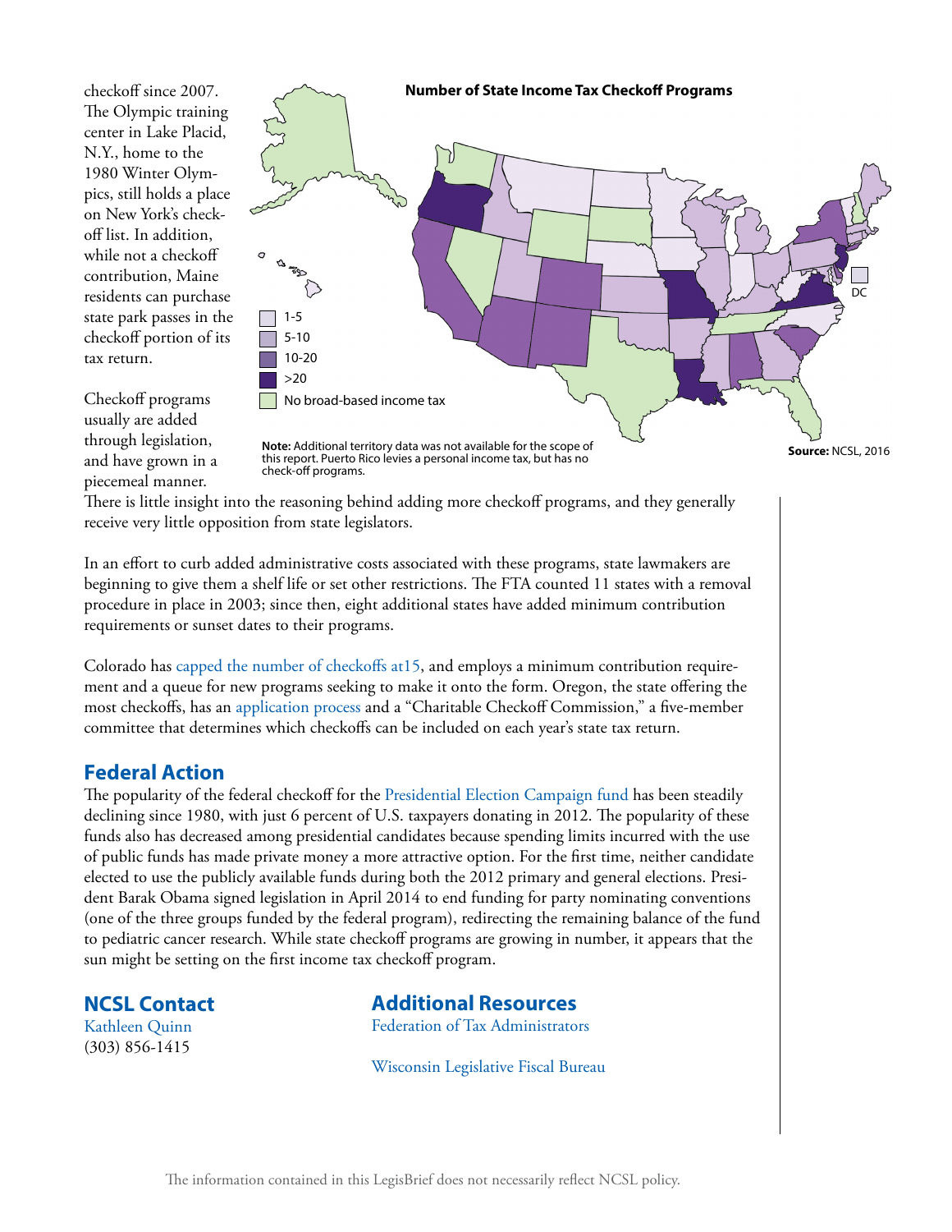checkoff since 2007. The Olympic training center in Lake Placid, N.Y., home to the 1980 Winter Olympics, still holds a place on New York's checkoff list. In addition, while not a checkoff contribution, Maine residents can purchase state park passes in the checkoff portion of its tax return.

Checkoff programs usually are added through legislation, and have grown in a piecemeal manner. There is little insight into the reasoning behind adding more checkoff programs, and they generally receive very little opposition from state legislators.

**Number of State Income Tax Checkoff Programs**

1-5
5-10
10-20
>20
No broad-based income tax

DC

**Note:** Additional territory data was not available for the scope of this report. Puerto Rico levies a personal income tax, but has no check-off programs.

**Source:** NCSL, 2016

In an effort to curb added administrative costs associated with these programs, state lawmakers are beginning to give them a shelf life or set other restrictions. The FTA counted 11 states with a removal procedure in place in 2003; since then, eight additional states have added minimum contribution requirements or sunset dates to their programs.

Colorado has capped the number of checkoffs at15, and employs a minimum contribution requirement and a queue for new programs seeking to make it onto the form. Oregon, the state offering the most checkoffs, has an application process and a "Charitable Checkoff Commission," a five-member committee that determines which checkoffs can be included on each year's state tax return.

## Federal Action

The popularity of the federal checkoff for the Presidential Election Campaign fund has been steadily declining since 1980, with just 6 percent of U.S. taxpayers donating in 2012. The popularity of these funds also has decreased among presidential candidates because spending limits incurred with the use of public funds has made private money a more attractive option. For the first time, neither candidate elected to use the publicly available funds during both the 2012 primary and general elections. President Barak Obama signed legislation in April 2014 to end funding for party nominating conventions (one of the three groups funded by the federal program), redirecting the remaining balance of the fund to pediatric cancer research. While state checkoff programs are growing in number, it appears that the sun might be setting on the first income tax checkoff program.

## NCSL Contact

Kathleen Quinn
(303) 856-1415

## Additional Resources

Federation of Tax Administrators

Wisconsin Legislative Fiscal Bureau

The information contained in this LegisBrief does not necessarily reflect NCSL policy.